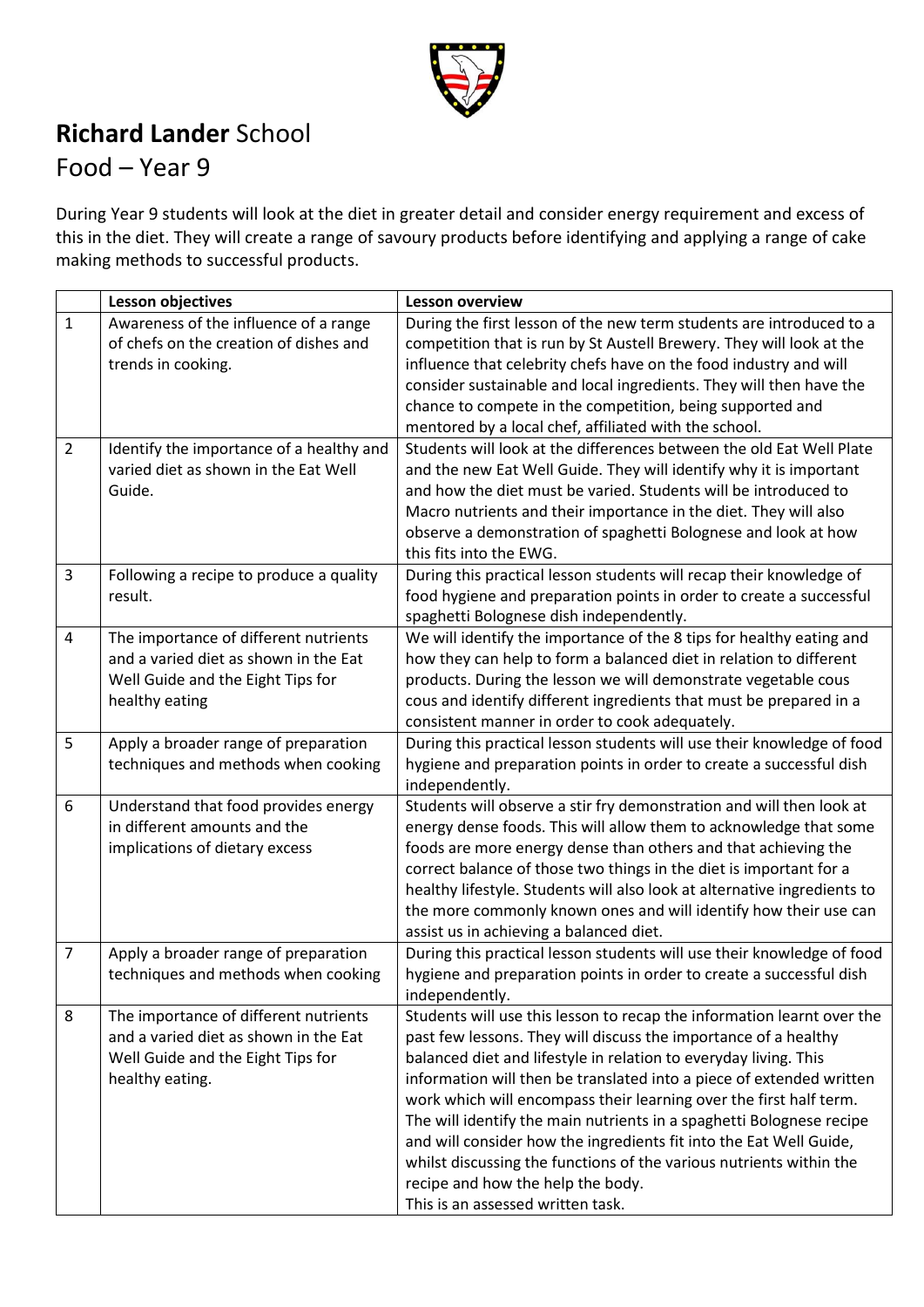# **Richard Lander** School

## Food – Year 9

During Year 9 students will look at the diet in greater detail and consider energy requirement and excess of this in the diet. They will create a range of savoury products before identifying and applying a range of cake making methods to successful products.

| | Lesson objectives | Lesson overview |
|---|---|---|
| 1 | Awareness of the influence of a range of chefs on the creation of dishes and trends in cooking. | During the first lesson of the new term students are introduced to a competition that is run by St Austell Brewery. They will look at the influence that celebrity chefs have on the food industry and will consider sustainable and local ingredients. They will then have the chance to compete in the competition, being supported and mentored by a local chef, affiliated with the school. |
| 2 | Identify the importance of a healthy and varied diet as shown in the Eat Well Guide. | Students will look at the differences between the old Eat Well Plate and the new Eat Well Guide. They will identify why it is important and how the diet must be varied. Students will be introduced to Macro nutrients and their importance in the diet. They will also observe a demonstration of spaghetti Bolognese and look at how this fits into the EWG. |
| 3 | Following a recipe to produce a quality result. | During this practical lesson students will recap their knowledge of food hygiene and preparation points in order to create a successful spaghetti Bolognese dish independently. |
| 4 | The importance of different nutrients and a varied diet as shown in the Eat Well Guide and the Eight Tips for healthy eating | We will identify the importance of the 8 tips for healthy eating and how they can help to form a balanced diet in relation to different products. During the lesson we will demonstrate vegetable cous cous and identify different ingredients that must be prepared in a consistent manner in order to cook adequately. |
| 5 | Apply a broader range of preparation techniques and methods when cooking | During this practical lesson students will use their knowledge of food hygiene and preparation points in order to create a successful dish independently. |
| 6 | Understand that food provides energy in different amounts and the implications of dietary excess | Students will observe a stir fry demonstration and will then look at energy dense foods. This will allow them to acknowledge that some foods are more energy dense than others and that achieving the correct balance of those two things in the diet is important for a healthy lifestyle. Students will also look at alternative ingredients to the more commonly known ones and will identify how their use can assist us in achieving a balanced diet. |
| 7 | Apply a broader range of preparation techniques and methods when cooking | During this practical lesson students will use their knowledge of food hygiene and preparation points in order to create a successful dish independently. |
| 8 | The importance of different nutrients and a varied diet as shown in the Eat Well Guide and the Eight Tips for healthy eating. | Students will use this lesson to recap the information learnt over the past few lessons. They will discuss the importance of a healthy balanced diet and lifestyle in relation to everyday living. This information will then be translated into a piece of extended written work which will encompass their learning over the first half term. The will identify the main nutrients in a spaghetti Bolognese recipe and will consider how the ingredients fit into the Eat Well Guide, whilst discussing the functions of the various nutrients within the recipe and how the help the body.<br>This is an assessed written task. |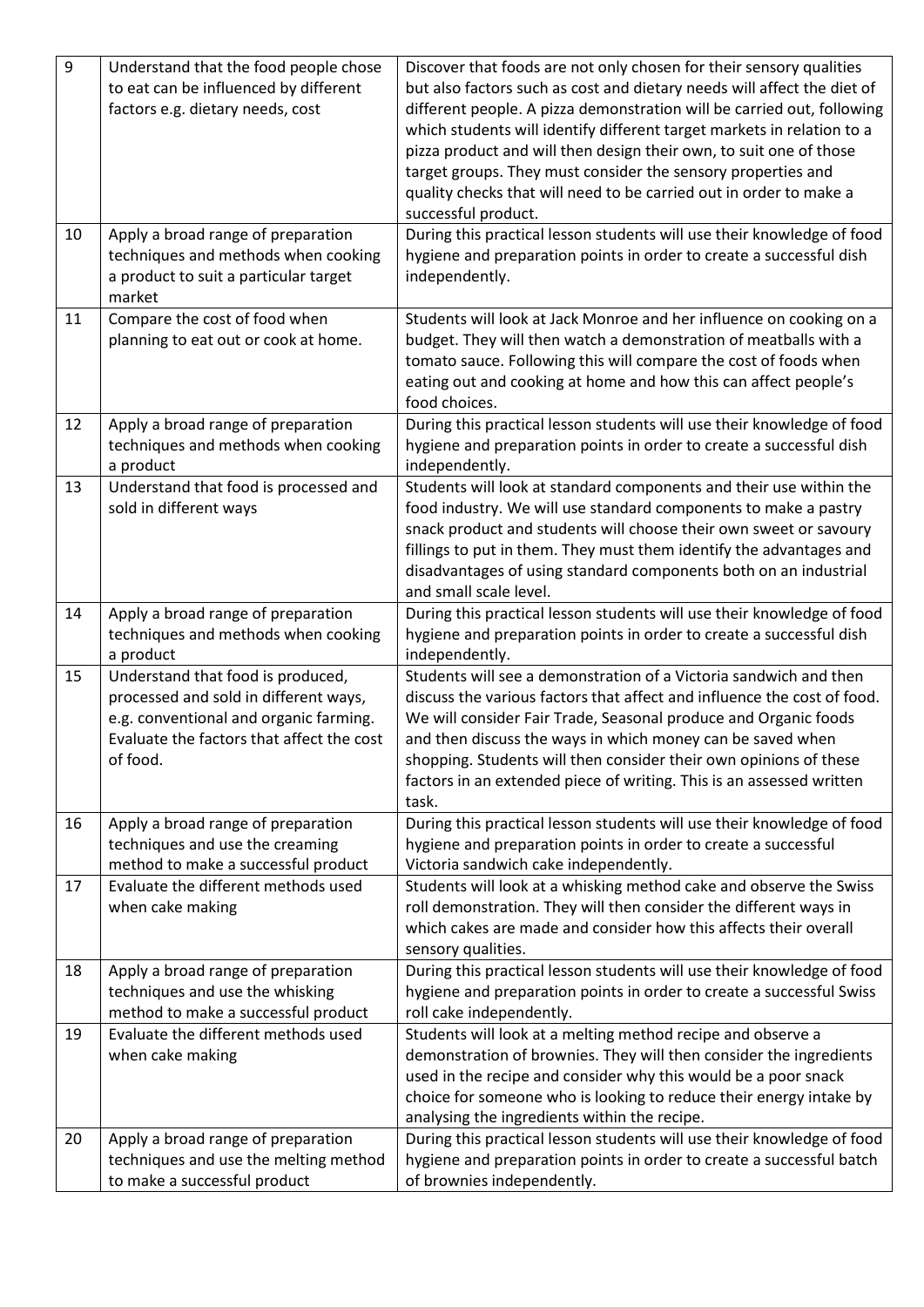| | | |
|---|---|---|
| 9 | Understand that the food people chose to eat can be influenced by different factors e.g. dietary needs, cost | Discover that foods are not only chosen for their sensory qualities but also factors such as cost and dietary needs will affect the diet of different people. A pizza demonstration will be carried out, following which students will identify different target markets in relation to a pizza product and will then design their own, to suit one of those target groups. They must consider the sensory properties and quality checks that will need to be carried out in order to make a successful product. |
| 10 | Apply a broad range of preparation techniques and methods when cooking a product to suit a particular target market | During this practical lesson students will use their knowledge of food hygiene and preparation points in order to create a successful dish independently. |
| 11 | Compare the cost of food when planning to eat out or cook at home. | Students will look at Jack Monroe and her influence on cooking on a budget. They will then watch a demonstration of meatballs with a tomato sauce. Following this will compare the cost of foods when eating out and cooking at home and how this can affect people's food choices. |
| 12 | Apply a broad range of preparation techniques and methods when cooking a product | During this practical lesson students will use their knowledge of food hygiene and preparation points in order to create a successful dish independently. |
| 13 | Understand that food is processed and sold in different ways | Students will look at standard components and their use within the food industry. We will use standard components to make a pastry snack product and students will choose their own sweet or savoury fillings to put in them. They must them identify the advantages and disadvantages of using standard components both on an industrial and small scale level. |
| 14 | Apply a broad range of preparation techniques and methods when cooking a product | During this practical lesson students will use their knowledge of food hygiene and preparation points in order to create a successful dish independently. |
| 15 | Understand that food is produced, processed and sold in different ways, e.g. conventional and organic farming. Evaluate the factors that affect the cost of food. | Students will see a demonstration of a Victoria sandwich and then discuss the various factors that affect and influence the cost of food. We will consider Fair Trade, Seasonal produce and Organic foods and then discuss the ways in which money can be saved when shopping. Students will then consider their own opinions of these factors in an extended piece of writing. This is an assessed written task. |
| 16 | Apply a broad range of preparation techniques and use the creaming method to make a successful product | During this practical lesson students will use their knowledge of food hygiene and preparation points in order to create a successful Victoria sandwich cake independently. |
| 17 | Evaluate the different methods used when cake making | Students will look at a whisking method cake and observe the Swiss roll demonstration. They will then consider the different ways in which cakes are made and consider how this affects their overall sensory qualities. |
| 18 | Apply a broad range of preparation techniques and use the whisking method to make a successful product | During this practical lesson students will use their knowledge of food hygiene and preparation points in order to create a successful Swiss roll cake independently. |
| 19 | Evaluate the different methods used when cake making | Students will look at a melting method recipe and observe a demonstration of brownies. They will then consider the ingredients used in the recipe and consider why this would be a poor snack choice for someone who is looking to reduce their energy intake by analysing the ingredients within the recipe. |
| 20 | Apply a broad range of preparation techniques and use the melting method to make a successful product | During this practical lesson students will use their knowledge of food hygiene and preparation points in order to create a successful batch of brownies independently. |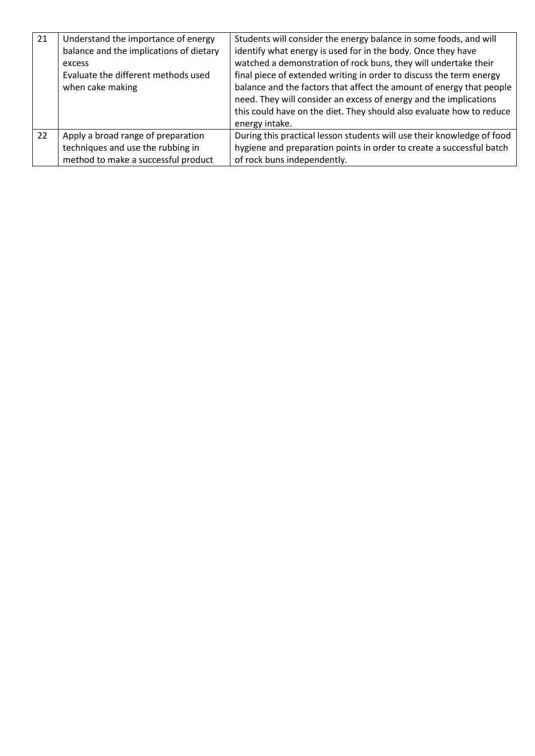| | | |
|---|---|---|
| 21 | Understand the importance of energy balance and the implications of dietary excess<br>Evaluate the different methods used when cake making | Students will consider the energy balance in some foods, and will identify what energy is used for in the body. Once they have watched a demonstration of rock buns, they will undertake their final piece of extended writing in order to discuss the term energy balance and the factors that affect the amount of energy that people need. They will consider an excess of energy and the implications this could have on the diet. They should also evaluate how to reduce energy intake. |
| 22 | Apply a broad range of preparation techniques and use the rubbing in method to make a successful product | During this practical lesson students will use their knowledge of food hygiene and preparation points in order to create a successful batch of rock buns independently. |